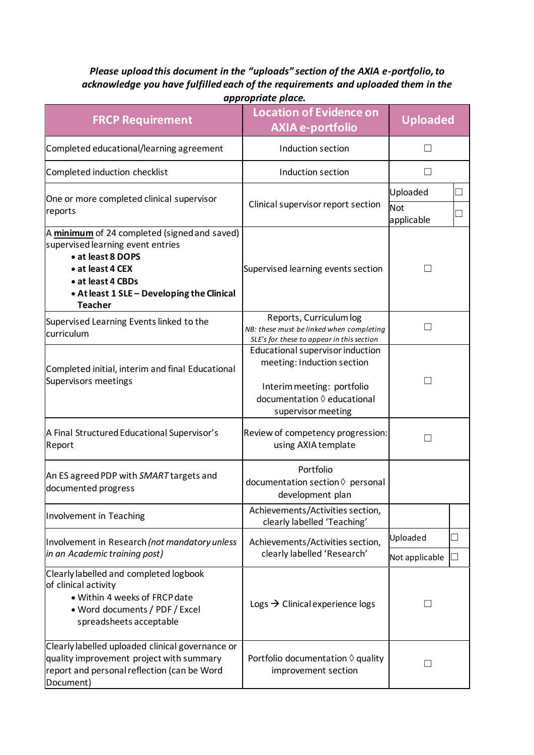***Please upload this document in the "uploads" section of the AXIA e-portfolio, to acknowledge you have fulfilled each of the requirements and uploaded them in the appropriate place.***

| FRCP Requirement | Location of Evidence on AXIA e-portfolio | Uploaded |
|---|---|---|
| Completed educational/learning agreement | Induction section | ☐ |
| Completed induction checklist | Induction section | ☐ |
| One or more completed clinical supervisor reports | Clinical supervisor report section | Uploaded ☐<br>Not applicable ☐ |
| A **minimum** of 24 completed (signed and saved) supervised learning event entries<br>• **at least 8 DOPS**<br>• **at least 4 CEX**<br>• **at least 4 CBDs**<br>• **At least 1 SLE – Developing the Clinical Teacher** | Supervised learning events section | ☐ |
| Supervised Learning Events linked to the curriculum | Reports, Curriculum log<br>*NB: these must be linked when completing SLE's for these to appear in this section* | ☐ |
| Completed initial, interim and final Educational Supervisors meetings | Educational supervisor induction meeting: Induction section<br><br>Interim meeting: portfolio documentation ◊ educational supervisor meeting | ☐ |
| A Final Structured Educational Supervisor's Report | Review of competency progression: using AXIA template | ☐ |
| An ES agreed PDP with *SMART* targets and documented progress | Portfolio documentation section ◊ personal development plan | |
| Involvement in Teaching | Achievements/Activities section, clearly labelled 'Teaching' | |
| Involvement in Research *(not mandatory unless in an Academic training post)* | Achievements/Activities section, clearly labelled 'Research' | Uploaded ☐<br>Not applicable ☐ |
| Clearly labelled and completed logbook of clinical activity<br>• Within 4 weeks of FRCP date<br>• Word documents / PDF / Excel spreadsheets acceptable | Logs → Clinical experience logs | ☐ |
| Clearly labelled uploaded clinical governance or quality improvement project with summary report and personal reflection (can be Word Document) | Portfolio documentation ◊ quality improvement section | ☐ |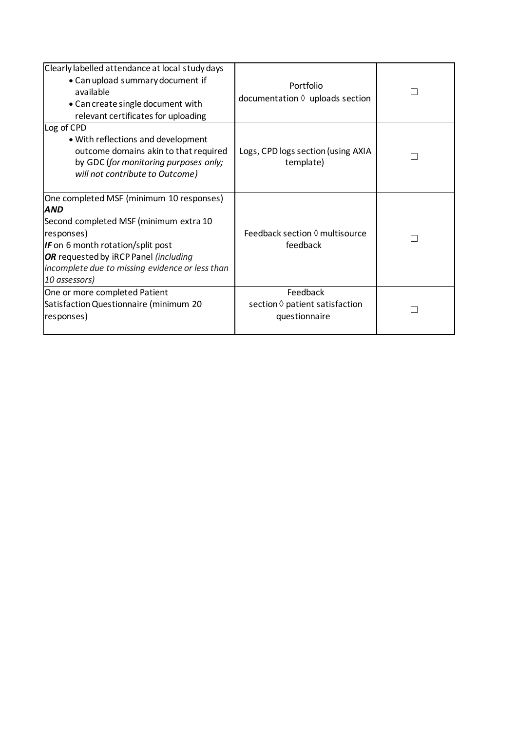| | | |
|---|---|---|
| Clearly labelled attendance at local study days<br>• Can upload summary document if available<br>• Can create single document with relevant certificates for uploading | Portfolio documentation ◊ uploads section | ☐ |
| Log of CPD<br>• With reflections and development outcome domains akin to that required by GDC (*for monitoring purposes only; will not contribute to Outcome)* | Logs, CPD logs section (using AXIA template) | ☐ |
| One completed MSF (minimum 10 responses)<br>***AND***<br>Second completed MSF (minimum extra 10 responses)<br>***IF*** on 6 month rotation/split post<br>***OR*** requested by iRCP Panel *(including incomplete due to missing evidence or less than 10 assessors)* | Feedback section ◊ multisource feedback | ☐ |
| One or more completed Patient Satisfaction Questionnaire (minimum 20 responses) | Feedback section ◊ patient satisfaction questionnaire | ☐ |